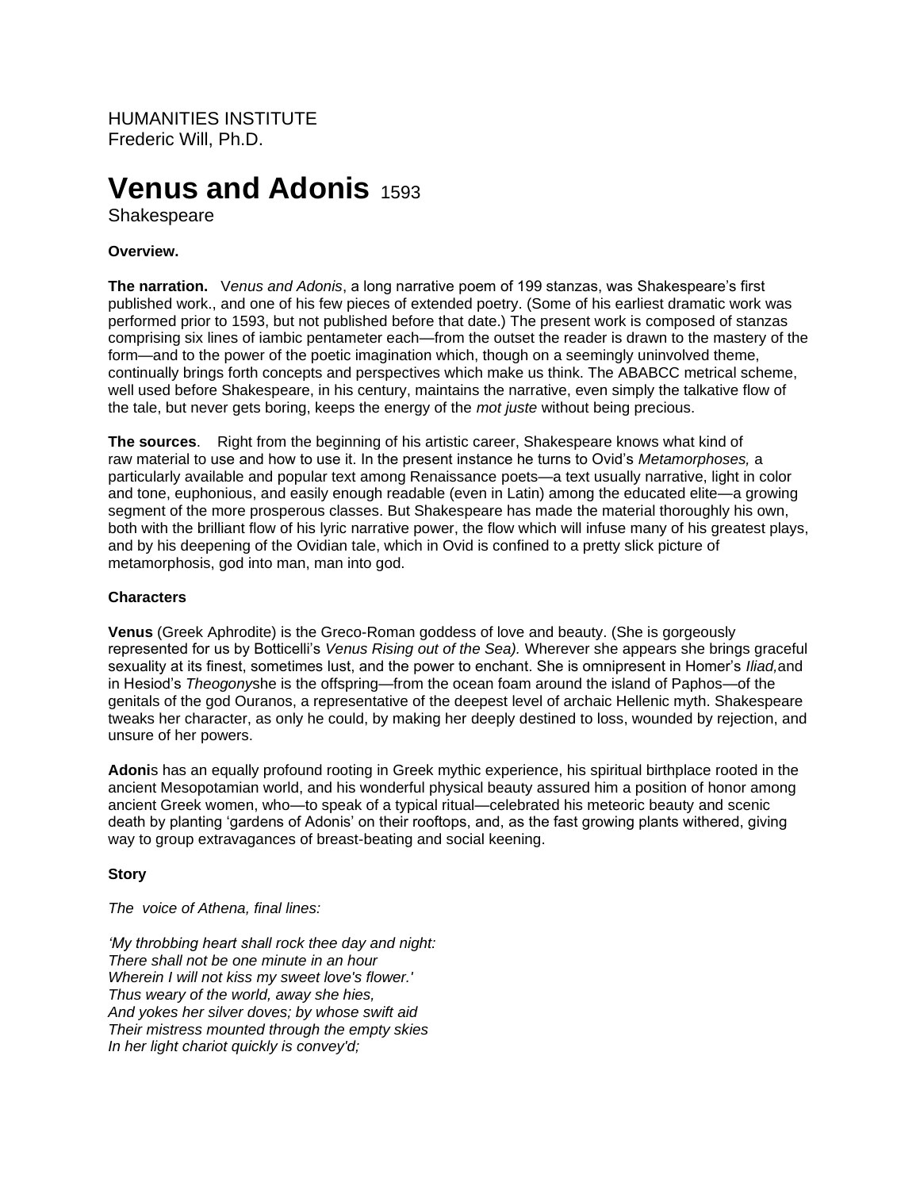HUMANITIES INSTITUTE
Frederic Will, Ph.D.

# Venus and Adonis 1593

Shakespeare

**Overview.**

**The narration.** V*enus and Adonis*, a long narrative poem of 199 stanzas, was Shakespeare's first published work., and one of his few pieces of extended poetry. (Some of his earliest dramatic work was performed prior to 1593, but not published before that date.) The present work is composed of stanzas comprising six lines of iambic pentameter each—from the outset the reader is drawn to the mastery of the form—and to the power of the poetic imagination which, though on a seemingly uninvolved theme, continually brings forth concepts and perspectives which make us think. The ABABCC metrical scheme, well used before Shakespeare, in his century, maintains the narrative, even simply the talkative flow of the tale, but never gets boring, keeps the energy of the *mot juste* without being precious.

**The sources**. Right from the beginning of his artistic career, Shakespeare knows what kind of raw material to use and how to use it. In the present instance he turns to Ovid's *Metamorphoses,* a particularly available and popular text among Renaissance poets—a text usually narrative, light in color and tone, euphonious, and easily enough readable (even in Latin) among the educated elite—a growing segment of the more prosperous classes. But Shakespeare has made the material thoroughly his own, both with the brilliant flow of his lyric narrative power, the flow which will infuse many of his greatest plays, and by his deepening of the Ovidian tale, which in Ovid is confined to a pretty slick picture of metamorphosis, god into man, man into god.

**Characters**

**Venus** (Greek Aphrodite) is the Greco-Roman goddess of love and beauty. (She is gorgeously represented for us by Botticelli's *Venus Rising out of the Sea).* Wherever she appears she brings graceful sexuality at its finest, sometimes lust, and the power to enchant. She is omnipresent in Homer's *Iliad,*and in Hesiod's *Theogony*she is the offspring—from the ocean foam around the island of Paphos—of the genitals of the god Ouranos, a representative of the deepest level of archaic Hellenic myth. Shakespeare tweaks her character, as only he could, by making her deeply destined to loss, wounded by rejection, and unsure of her powers.

**Adoni**s has an equally profound rooting in Greek mythic experience, his spiritual birthplace rooted in the ancient Mesopotamian world, and his wonderful physical beauty assured him a position of honor among ancient Greek women, who—to speak of a typical ritual—celebrated his meteoric beauty and scenic death by planting 'gardens of Adonis' on their rooftops, and, as the fast growing plants withered, giving way to group extravagances of breast-beating and social keening.

**Story**

*The voice of Athena, final lines:*

*'My throbbing heart shall rock thee day and night:*
*There shall not be one minute in an hour*
*Wherein I will not kiss my sweet love's flower.'*
*Thus weary of the world, away she hies,*
*And yokes her silver doves; by whose swift aid*
*Their mistress mounted through the empty skies*
*In her light chariot quickly is convey'd;*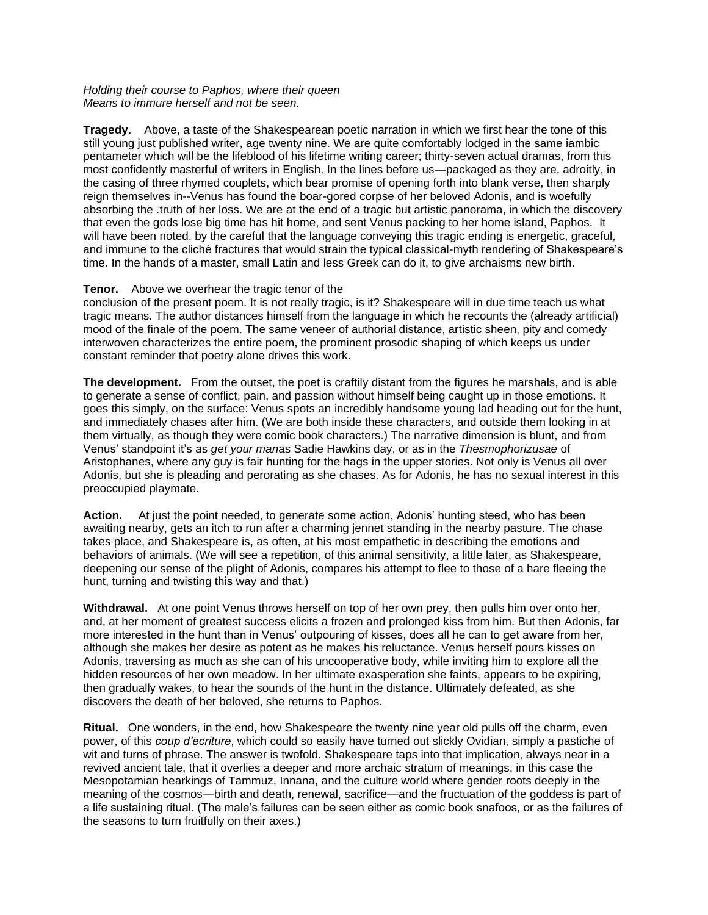*Holding their course to Paphos, where their queen*
*Means to immure herself and not be seen.*

**Tragedy.** Above, a taste of the Shakespearean poetic narration in which we first hear the tone of this still young just published writer, age twenty nine. We are quite comfortably lodged in the same iambic pentameter which will be the lifeblood of his lifetime writing career; thirty-seven actual dramas, from this most confidently masterful of writers in English. In the lines before us—packaged as they are, adroitly, in the casing of three rhymed couplets, which bear promise of opening forth into blank verse, then sharply reign themselves in--Venus has found the boar-gored corpse of her beloved Adonis, and is woefully absorbing the .truth of her loss. We are at the end of a tragic but artistic panorama, in which the discovery that even the gods lose big time has hit home, and sent Venus packing to her home island, Paphos. It will have been noted, by the careful that the language conveying this tragic ending is energetic, graceful, and immune to the cliché fractures that would strain the typical classical-myth rendering of Shakespeare's time. In the hands of a master, small Latin and less Greek can do it, to give archaisms new birth.

**Tenor.** Above we overhear the tragic tenor of the conclusion of the present poem. It is not really tragic, is it? Shakespeare will in due time teach us what tragic means. The author distances himself from the language in which he recounts the (already artificial) mood of the finale of the poem. The same veneer of authorial distance, artistic sheen, pity and comedy interwoven characterizes the entire poem, the prominent prosodic shaping of which keeps us under constant reminder that poetry alone drives this work.

**The development.** From the outset, the poet is craftily distant from the figures he marshals, and is able to generate a sense of conflict, pain, and passion without himself being caught up in those emotions. It goes this simply, on the surface: Venus spots an incredibly handsome young lad heading out for the hunt, and immediately chases after him. (We are both inside these characters, and outside them looking in at them virtually, as though they were comic book characters.) The narrative dimension is blunt, and from Venus' standpoint it's as *get your man*as Sadie Hawkins day, or as in the *Thesmophorizusae* of Aristophanes, where any guy is fair hunting for the hags in the upper stories. Not only is Venus all over Adonis, but she is pleading and perorating as she chases. As for Adonis, he has no sexual interest in this preoccupied playmate.

**Action.** At just the point needed, to generate some action, Adonis' hunting steed, who has been awaiting nearby, gets an itch to run after a charming jennet standing in the nearby pasture. The chase takes place, and Shakespeare is, as often, at his most empathetic in describing the emotions and behaviors of animals. (We will see a repetition, of this animal sensitivity, a little later, as Shakespeare, deepening our sense of the plight of Adonis, compares his attempt to flee to those of a hare fleeing the hunt, turning and twisting this way and that.)

**Withdrawal.** At one point Venus throws herself on top of her own prey, then pulls him over onto her, and, at her moment of greatest success elicits a frozen and prolonged kiss from him. But then Adonis, far more interested in the hunt than in Venus' outpouring of kisses, does all he can to get aware from her, although she makes her desire as potent as he makes his reluctance. Venus herself pours kisses on Adonis, traversing as much as she can of his uncooperative body, while inviting him to explore all the hidden resources of her own meadow. In her ultimate exasperation she faints, appears to be expiring, then gradually wakes, to hear the sounds of the hunt in the distance. Ultimately defeated, as she discovers the death of her beloved, she returns to Paphos.

**Ritual.** One wonders, in the end, how Shakespeare the twenty nine year old pulls off the charm, even power, of this *coup d'ecriture*, which could so easily have turned out slickly Ovidian, simply a pastiche of wit and turns of phrase. The answer is twofold. Shakespeare taps into that implication, always near in a revived ancient tale, that it overlies a deeper and more archaic stratum of meanings, in this case the Mesopotamian hearkings of Tammuz, Innana, and the culture world where gender roots deeply in the meaning of the cosmos—birth and death, renewal, sacrifice—and the fructuation of the goddess is part of a life sustaining ritual. (The male's failures can be seen either as comic book snafoos, or as the failures of the seasons to turn fruitfully on their axes.)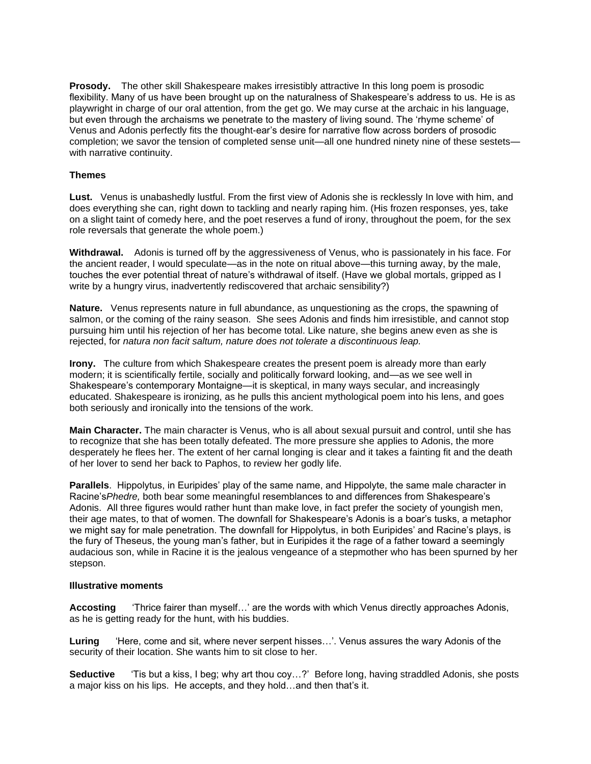**Prosody.** The other skill Shakespeare makes irresistibly attractive In this long poem is prosodic flexibility. Many of us have been brought up on the naturalness of Shakespeare's address to us. He is as playwright in charge of our oral attention, from the get go. We may curse at the archaic in his language, but even through the archaisms we penetrate to the mastery of living sound. The 'rhyme scheme' of Venus and Adonis perfectly fits the thought-ear's desire for narrative flow across borders of prosodic completion; we savor the tension of completed sense unit—all one hundred ninety nine of these sestets—with narrative continuity.

**Themes**

**Lust.** Venus is unabashedly lustful. From the first view of Adonis she is recklessly In love with him, and does everything she can, right down to tackling and nearly raping him. (His frozen responses, yes, take on a slight taint of comedy here, and the poet reserves a fund of irony, throughout the poem, for the sex role reversals that generate the whole poem.)

**Withdrawal.** Adonis is turned off by the aggressiveness of Venus, who is passionately in his face. For the ancient reader, I would speculate—as in the note on ritual above—this turning away, by the male, touches the ever potential threat of nature's withdrawal of itself. (Have we global mortals, gripped as I write by a hungry virus, inadvertently rediscovered that archaic sensibility?)

**Nature.** Venus represents nature in full abundance, as unquestioning as the crops, the spawning of salmon, or the coming of the rainy season. She sees Adonis and finds him irresistible, and cannot stop pursuing him until his rejection of her has become total. Like nature, she begins anew even as she is rejected, for *natura non facit saltum, nature does not tolerate a discontinuous leap.*

**Irony.** The culture from which Shakespeare creates the present poem is already more than early modern; it is scientifically fertile, socially and politically forward looking, and—as we see well in Shakespeare's contemporary Montaigne—it is skeptical, in many ways secular, and increasingly educated. Shakespeare is ironizing, as he pulls this ancient mythological poem into his lens, and goes both seriously and ironically into the tensions of the work.

**Main Character.** The main character is Venus, who is all about sexual pursuit and control, until she has to recognize that she has been totally defeated. The more pressure she applies to Adonis, the more desperately he flees her. The extent of her carnal longing is clear and it takes a fainting fit and the death of her lover to send her back to Paphos, to review her godly life.

**Parallels**. Hippolytus, in Euripides' play of the same name, and Hippolyte, the same male character in Racine's*Phedre,* both bear some meaningful resemblances to and differences from Shakespeare's Adonis. All three figures would rather hunt than make love, in fact prefer the society of youngish men, their age mates, to that of women. The downfall for Shakespeare's Adonis is a boar's tusks, a metaphor we might say for male penetration. The downfall for Hippolytus, in both Euripides' and Racine's plays, is the fury of Theseus, the young man's father, but in Euripides it the rage of a father toward a seemingly audacious son, while in Racine it is the jealous vengeance of a stepmother who has been spurned by her stepson.

**Illustrative moments**

**Accosting** 'Thrice fairer than myself…' are the words with which Venus directly approaches Adonis, as he is getting ready for the hunt, with his buddies.

**Luring** 'Here, come and sit, where never serpent hisses…'. Venus assures the wary Adonis of the security of their location. She wants him to sit close to her.

**Seductive** 'Tis but a kiss, I beg; why art thou coy…?' Before long, having straddled Adonis, she posts a major kiss on his lips. He accepts, and they hold…and then that's it.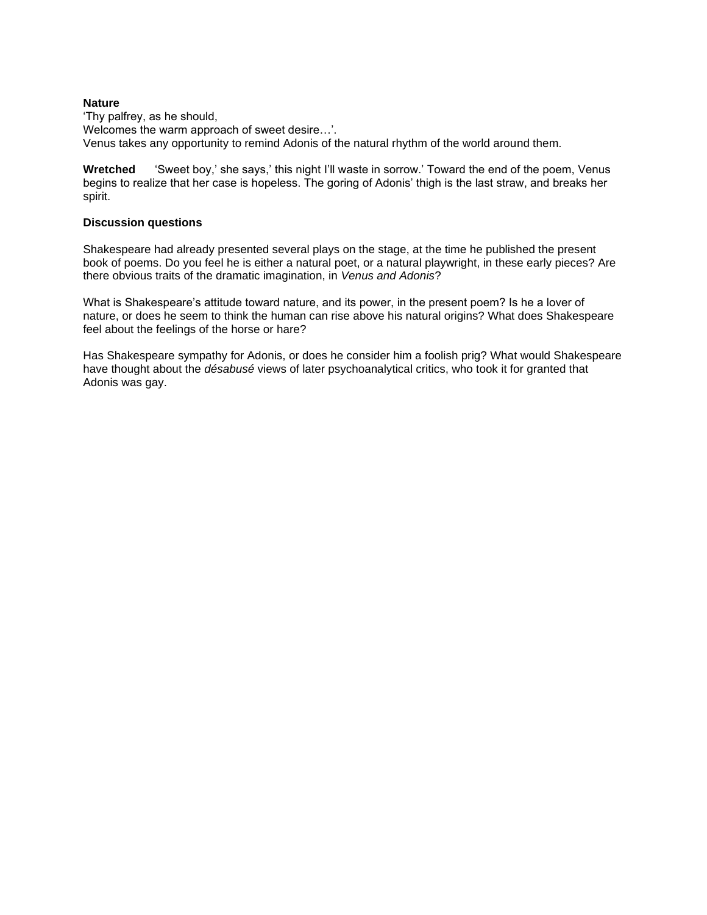**Nature**
‘Thy palfrey, as he should,
Welcomes the warm approach of sweet desire…’.
Venus takes any opportunity to remind Adonis of the natural rhythm of the world around them.

**Wretched** ‘Sweet boy,’ she says,’ this night I’ll waste in sorrow.’ Toward the end of the poem, Venus begins to realize that her case is hopeless. The goring of Adonis’ thigh is the last straw, and breaks her spirit.

**Discussion questions**

Shakespeare had already presented several plays on the stage, at the time he published the present book of poems. Do you feel he is either a natural poet, or a natural playwright, in these early pieces? Are there obvious traits of the dramatic imagination, in *Venus and Adonis*?

What is Shakespeare’s attitude toward nature, and its power, in the present poem? Is he a lover of nature, or does he seem to think the human can rise above his natural origins? What does Shakespeare feel about the feelings of the horse or hare?

Has Shakespeare sympathy for Adonis, or does he consider him a foolish prig? What would Shakespeare have thought about the *désabusé* views of later psychoanalytical critics, who took it for granted that Adonis was gay.